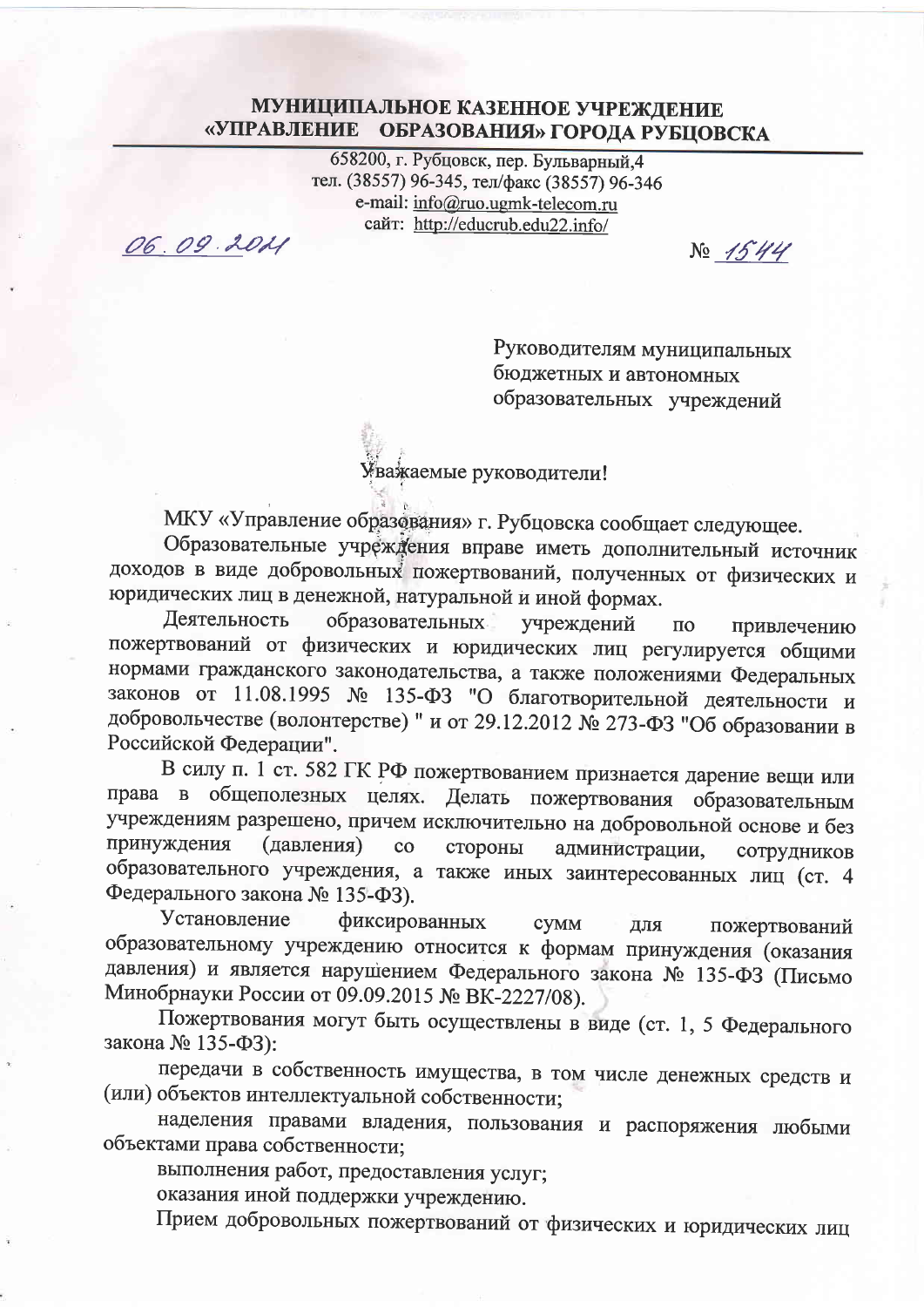**МУНИЦИПАЛЬНОЕ КАЗЕННОЕ УЧРЕЖДЕНИЕ**
**«УПРАВЛЕНИЕ ОБРАЗОВАНИЯ» ГОРОДА РУБЦОВСКА**

658200, г. Рубцовск, пер. Бульварный,4
тел. (38557) 96-345, тел/факс (38557) 96-346
e-mail: info@ruo.ugmk-telecom.ru
сайт: http://educrub.edu22.info/

06.09.2021 № 1544

Руководителям муниципальных бюджетных и автономных образовательных учреждений

Уважаемые руководители!

МКУ «Управление образования» г. Рубцовска сообщает следующее.

Образовательные учреждения вправе иметь дополнительный источник доходов в виде добровольных пожертвований, полученных от физических и юридических лиц в денежной, натуральной и иной формах.

Деятельность образовательных учреждений по привлечению пожертвований от физических и юридических лиц регулируется общими нормами гражданского законодательства, а также положениями Федеральных законов от 11.08.1995 № 135-ФЗ "О благотворительной деятельности и добровольчестве (волонтерстве) " и от 29.12.2012 № 273-ФЗ "Об образовании в Российской Федерации".

В силу п. 1 ст. 582 ГК РФ пожертвованием признается дарение вещи или права в общеполезных целях. Делать пожертвования образовательным учреждениям разрешено, причем исключительно на добровольной основе и без принуждения (давления) со стороны администрации, сотрудников образовательного учреждения, а также иных заинтересованных лиц (ст. 4 Федерального закона № 135-ФЗ).

Установление фиксированных сумм для пожертвований образовательному учреждению относится к формам принуждения (оказания давления) и является нарушением Федерального закона № 135-ФЗ (Письмо Минобрнауки России от 09.09.2015 № ВК-2227/08).

Пожертвования могут быть осуществлены в виде (ст. 1, 5 Федерального закона № 135-ФЗ):

передачи в собственность имущества, в том числе денежных средств и (или) объектов интеллектуальной собственности;

наделения правами владения, пользования и распоряжения любыми объектами права собственности;

выполнения работ, предоставления услуг;

оказания иной поддержки учреждению.

Прием добровольных пожертвований от физических и юридических лиц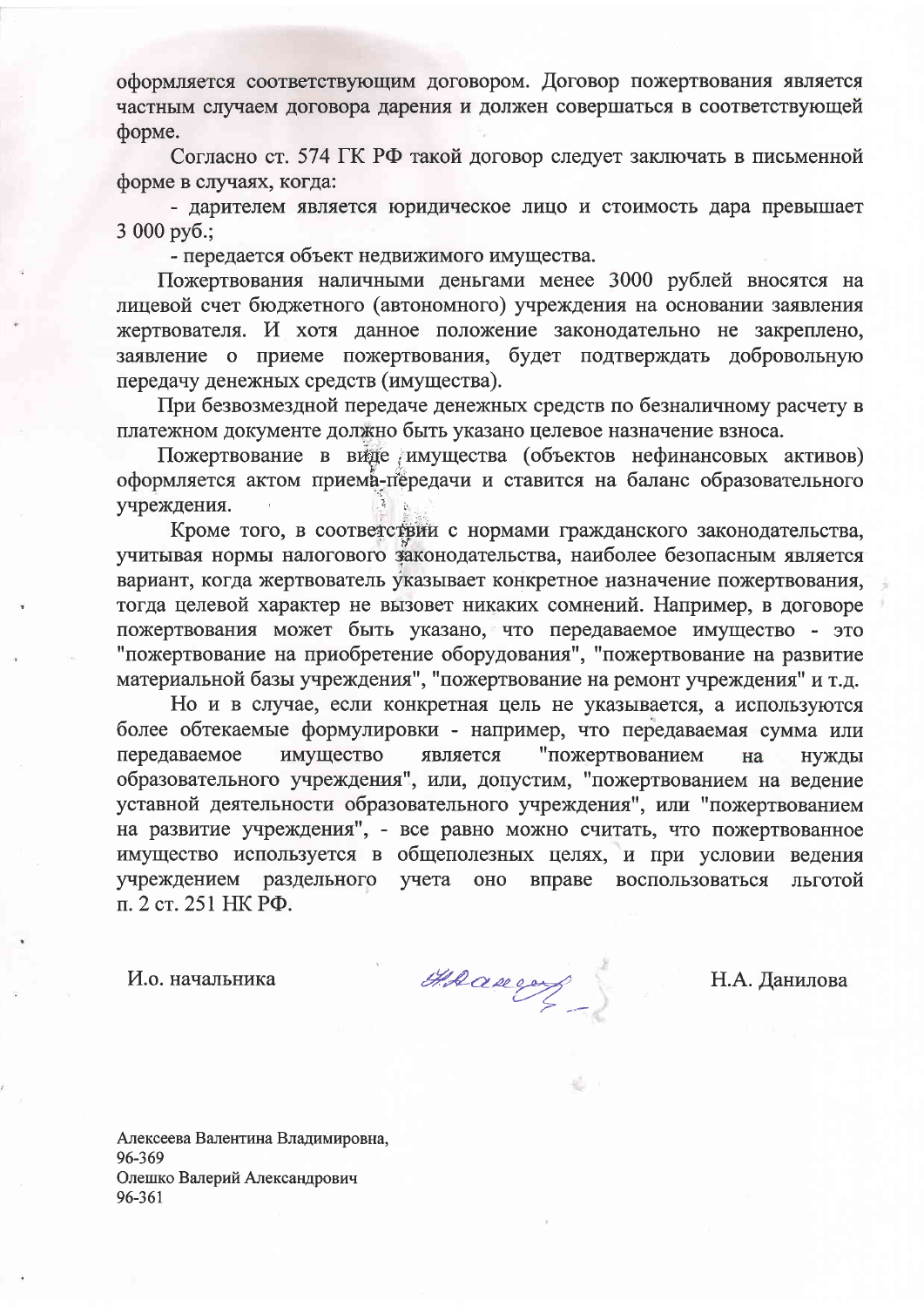оформляется соответствующим договором. Договор пожертвования является частным случаем договора дарения и должен совершаться в соответствующей форме.

Согласно ст. 574 ГК РФ такой договор следует заключать в письменной форме в случаях, когда:

- дарителем является юридическое лицо и стоимость дара превышает 3 000 руб.;
- передается объект недвижимого имущества.

Пожертвования наличными деньгами менее 3000 рублей вносятся на лицевой счет бюджетного (автономного) учреждения на основании заявления жертвователя. И хотя данное положение законодательно не закреплено, заявление о приеме пожертвования, будет подтверждать добровольную передачу денежных средств (имущества).

При безвозмездной передаче денежных средств по безналичному расчету в платежном документе должно быть указано целевое назначение взноса.

Пожертвование в виде имущества (объектов нефинансовых активов) оформляется актом приема-передачи и ставится на баланс образовательного учреждения.

Кроме того, в соответствии с нормами гражданского законодательства, учитывая нормы налогового законодательства, наиболее безопасным является вариант, когда жертвователь указывает конкретное назначение пожертвования, тогда целевой характер не вызовет никаких сомнений. Например, в договоре пожертвования может быть указано, что передаваемое имущество - это "пожертвование на приобретение оборудования", "пожертвование на развитие материальной базы учреждения", "пожертвование на ремонт учреждения" и т.д.

Но и в случае, если конкретная цель не указывается, а используются более обтекаемые формулировки - например, что передаваемая сумма или передаваемое имущество является "пожертвованием на нужды образовательного учреждения", или, допустим, "пожертвованием на ведение уставной деятельности образовательного учреждения", или "пожертвованием на развитие учреждения", - все равно можно считать, что пожертвованное имущество используется в общеполезных целях, и при условии ведения учреждением раздельного учета оно вправе воспользоваться льготой п. 2 ст. 251 НК РФ.

И.о. начальника Н.А. Данилова

Алексеева Валентина Владимировна,
96-369
Олешко Валерий Александрович
96-361